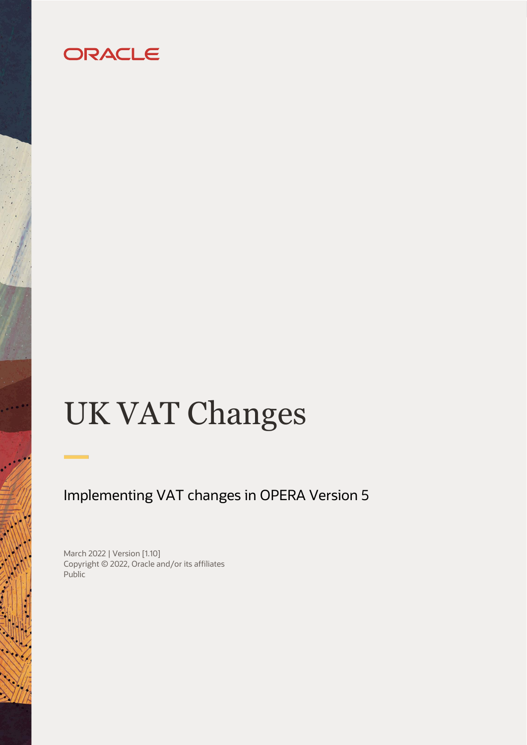ORACLE

# UK VAT Changes

## Implementing VAT changes in OPERA Version 5

March 2022 | Version [1.10]
Copyright © 2022, Oracle and/or its affiliates
Public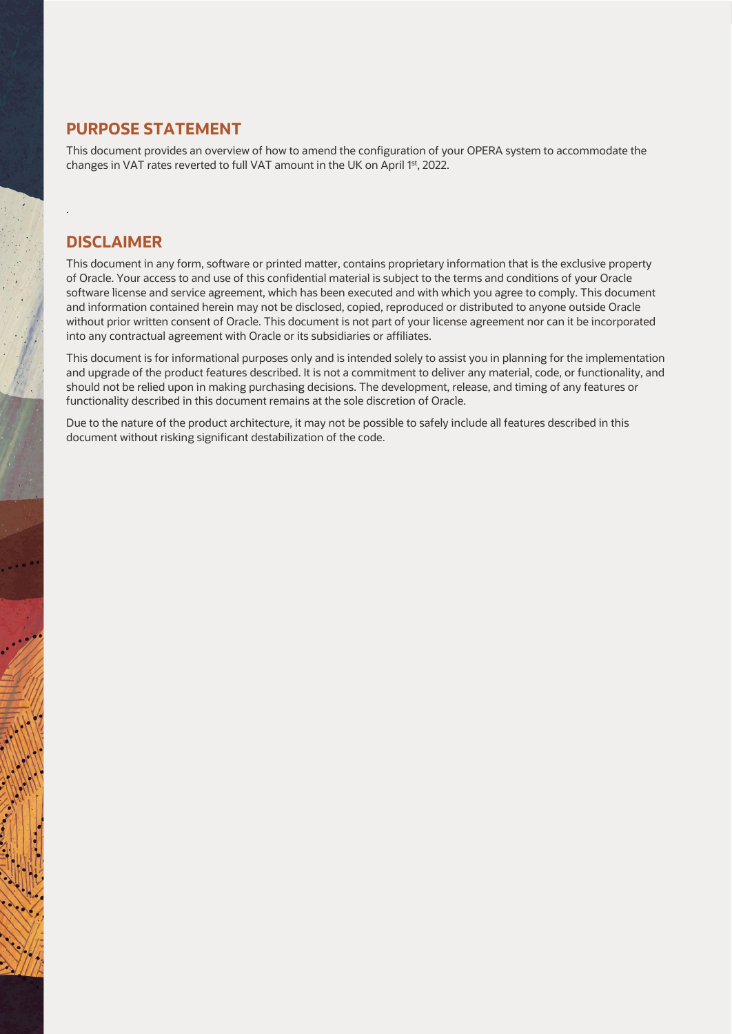## PURPOSE STATEMENT

This document provides an overview of how to amend the configuration of your OPERA system to accommodate the changes in VAT rates reverted to full VAT amount in the UK on April 1st, 2022.

.

## DISCLAIMER

This document in any form, software or printed matter, contains proprietary information that is the exclusive property of Oracle. Your access to and use of this confidential material is subject to the terms and conditions of your Oracle software license and service agreement, which has been executed and with which you agree to comply. This document and information contained herein may not be disclosed, copied, reproduced or distributed to anyone outside Oracle without prior written consent of Oracle. This document is not part of your license agreement nor can it be incorporated into any contractual agreement with Oracle or its subsidiaries or affiliates.

This document is for informational purposes only and is intended solely to assist you in planning for the implementation and upgrade of the product features described. It is not a commitment to deliver any material, code, or functionality, and should not be relied upon in making purchasing decisions. The development, release, and timing of any features or functionality described in this document remains at the sole discretion of Oracle.

Due to the nature of the product architecture, it may not be possible to safely include all features described in this document without risking significant destabilization of the code.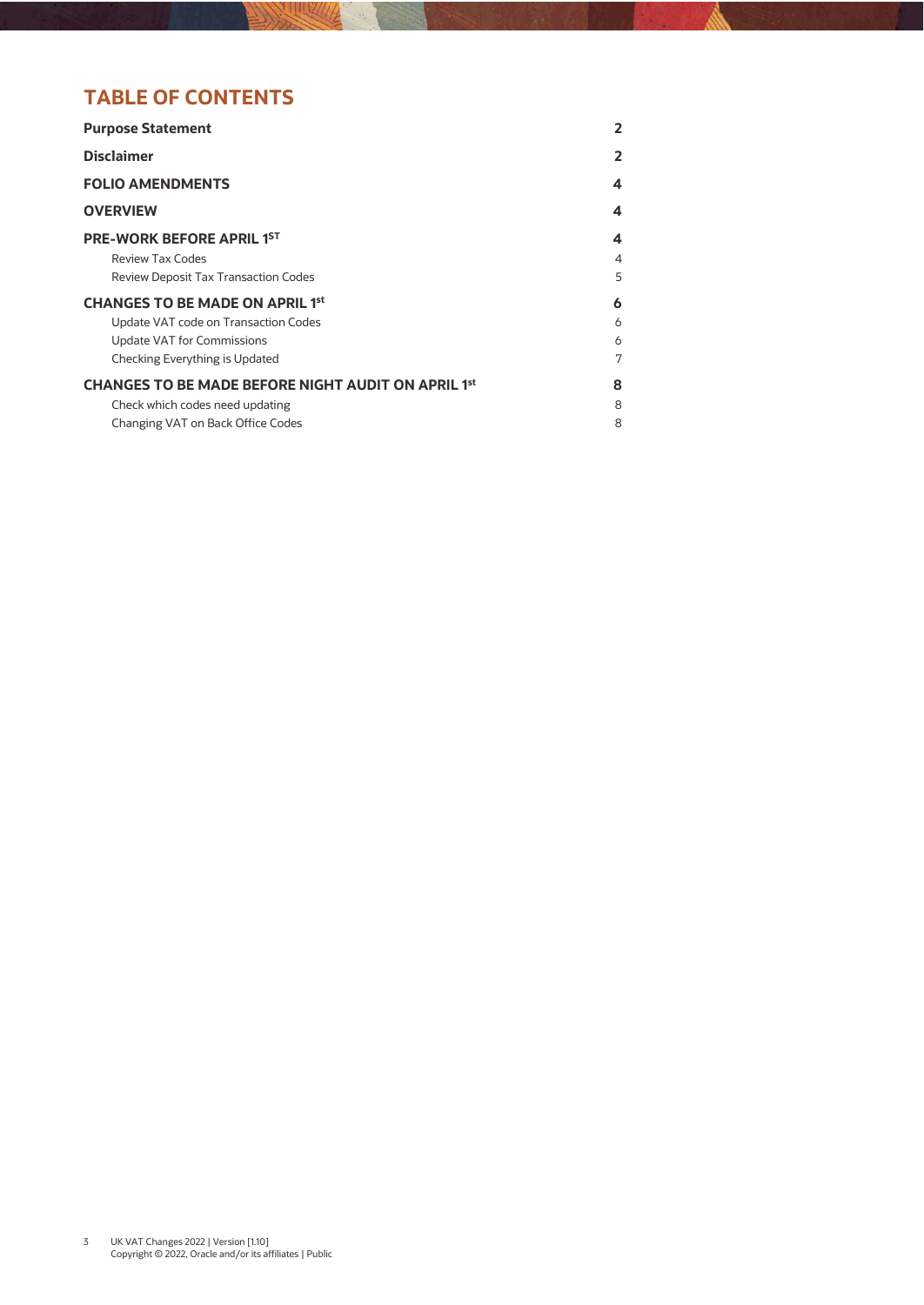## TABLE OF CONTENTS

| | |
|---|---|
| **Purpose Statement** | **2** |
| **Disclaimer** | **2** |
| **FOLIO AMENDMENTS** | **4** |
| **OVERVIEW** | **4** |
| **PRE-WORK BEFORE APRIL 1ST** | **4** |
| Review Tax Codes | 4 |
| Review Deposit Tax Transaction Codes | 5 |
| **CHANGES TO BE MADE ON APRIL 1st** | **6** |
| Update VAT code on Transaction Codes | 6 |
| Update VAT for Commissions | 6 |
| Checking Everything is Updated | 7 |
| **CHANGES TO BE MADE BEFORE NIGHT AUDIT ON APRIL 1st** | **8** |
| Check which codes need updating | 8 |
| Changing VAT on Back Office Codes | 8 |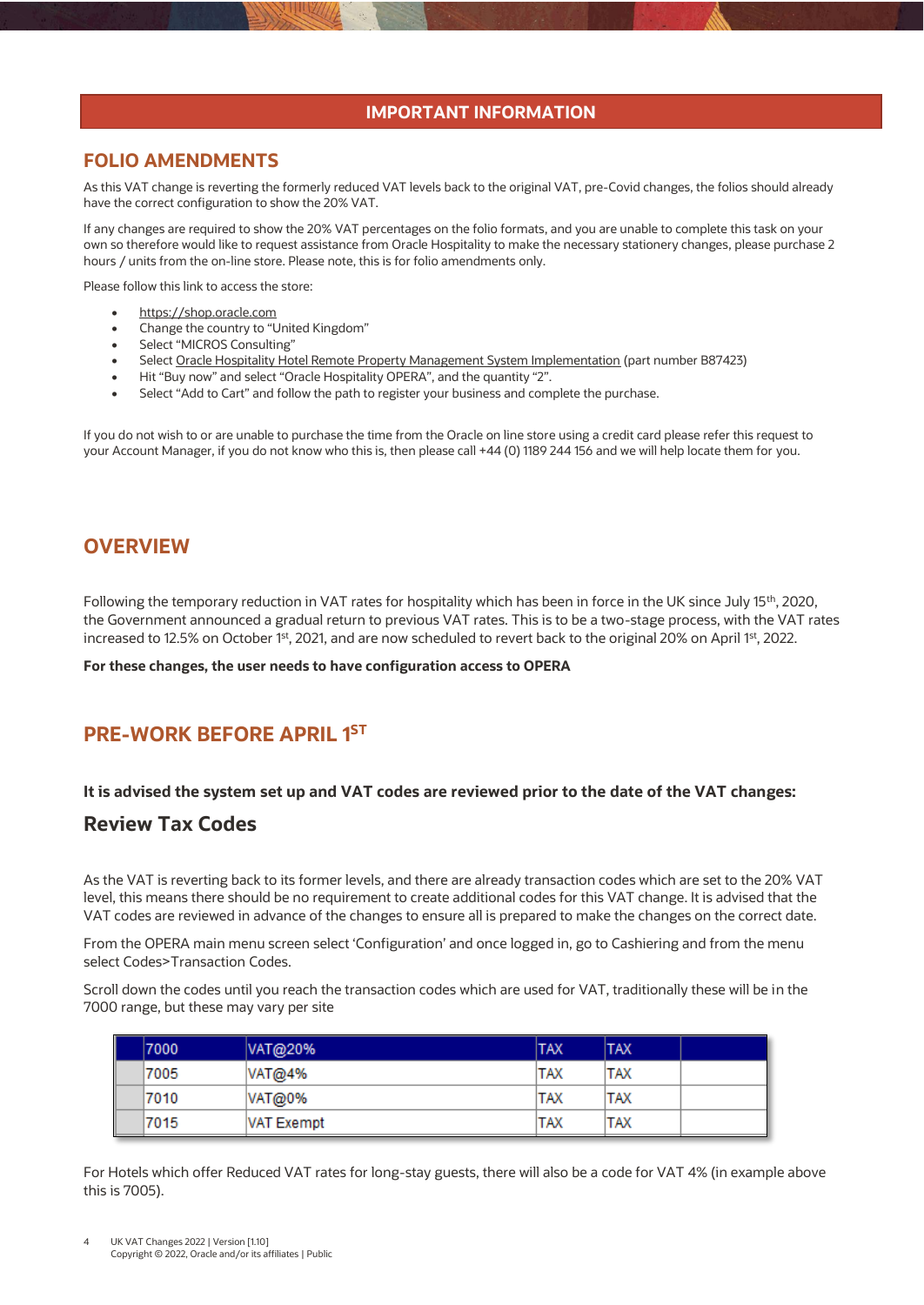## IMPORTANT INFORMATION

## FOLIO AMENDMENTS

As this VAT change is reverting the formerly reduced VAT levels back to the original VAT, pre-Covid changes, the folios should already have the correct configuration to show the 20% VAT.

If any changes are required to show the 20% VAT percentages on the folio formats, and you are unable to complete this task on your own so therefore would like to request assistance from Oracle Hospitality to make the necessary stationery changes, please purchase 2 hours / units from the on-line store. Please note, this is for folio amendments only.

Please follow this link to access the store:

- https://shop.oracle.com
- Change the country to "United Kingdom"
- Select "MICROS Consulting"
- Select Oracle Hospitality Hotel Remote Property Management System Implementation (part number B87423)
- Hit "Buy now" and select "Oracle Hospitality OPERA", and the quantity "2".
- Select "Add to Cart" and follow the path to register your business and complete the purchase.

If you do not wish to or are unable to purchase the time from the Oracle on line store using a credit card please refer this request to your Account Manager, if you do not know who this is, then please call +44 (0) 1189 244 156 and we will help locate them for you.

## OVERVIEW

Following the temporary reduction in VAT rates for hospitality which has been in force in the UK since July 15th, 2020, the Government announced a gradual return to previous VAT rates. This is to be a two-stage process, with the VAT rates increased to 12.5% on October 1st, 2021, and are now scheduled to revert back to the original 20% on April 1st, 2022.

**For these changes, the user needs to have configuration access to OPERA**

## PRE-WORK BEFORE APRIL 1ST

**It is advised the system set up and VAT codes are reviewed prior to the date of the VAT changes:**

### Review Tax Codes

As the VAT is reverting back to its former levels, and there are already transaction codes which are set to the 20% VAT level, this means there should be no requirement to create additional codes for this VAT change. It is advised that the VAT codes are reviewed in advance of the changes to ensure all is prepared to make the changes on the correct date.

From the OPERA main menu screen select 'Configuration' and once logged in, go to Cashiering and from the menu select Codes>Transaction Codes.

Scroll down the codes until you reach the transaction codes which are used for VAT, traditionally these will be in the 7000 range, but these may vary per site

| | | | | |
|---|---|---|---|---|
| 7000 | VAT@20% | TAX | TAX | |
| 7005 | VAT@4% | TAX | TAX | |
| 7010 | VAT@0% | TAX | TAX | |
| 7015 | VAT Exempt | TAX | TAX | |

For Hotels which offer Reduced VAT rates for long-stay guests, there will also be a code for VAT 4% (in example above this is 7005).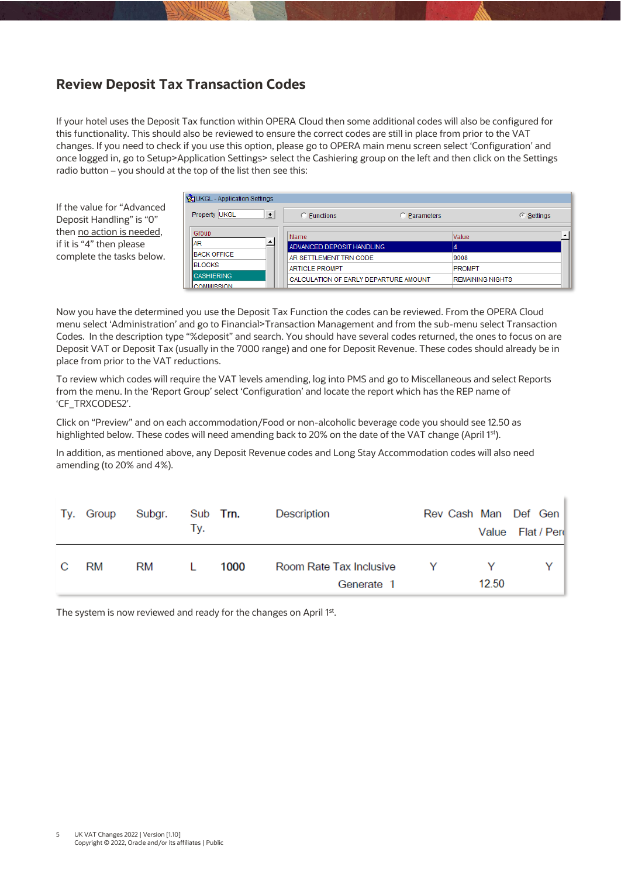## Review Deposit Tax Transaction Codes

If your hotel uses the Deposit Tax function within OPERA Cloud then some additional codes will also be configured for this functionality. This should also be reviewed to ensure the correct codes are still in place from prior to the VAT changes. If you need to check if you use this option, please go to OPERA main menu screen select 'Configuration' and once logged in, go to Setup>Application Settings> select the Cashiering group on the left and then click on the Settings radio button – you should at the top of the list then see this:

If the value for "Advanced Deposit Handling" is "0" then no action is needed, if it is "4" then please complete the tasks below.

| Name | Value |
|---|---|
| ADVANCED DEPOSIT HANDLING | 4 |
| AR SETTLEMENT TRN CODE | 9008 |
| ARTICLE PROMPT | PROMPT |
| CALCULATION OF EARLY DEPARTURE AMOUNT | REMAINING NIGHTS |

Now you have the determined you use the Deposit Tax Function the codes can be reviewed. From the OPERA Cloud menu select 'Administration' and go to Financial>Transaction Management and from the sub-menu select Transaction Codes. In the description type "%deposit" and search. You should have several codes returned, the ones to focus on are Deposit VAT or Deposit Tax (usually in the 7000 range) and one for Deposit Revenue. These codes should already be in place from prior to the VAT reductions.

To review which codes will require the VAT levels amending, log into PMS and go to Miscellaneous and select Reports from the menu. In the 'Report Group' select 'Configuration' and locate the report which has the REP name of 'CF_TRXCODES2'.

Click on "Preview" and on each accommodation/Food or non-alcoholic beverage code you should see 12.50 as highlighted below. These codes will need amending back to 20% on the date of the VAT change (April 1st).

In addition, as mentioned above, any Deposit Revenue codes and Long Stay Accommodation codes will also need amending (to 20% and 4%).

| Ty. | Group | Subgr. | Sub Ty. | Trn. | Description | Rev | Cash | Man Value | Def Flat / Perc | Gen |
|---|---|---|---|---|---|---|---|---|---|---|
| C | RM | RM | L | **1000** | Room Rate Tax Inclusive<br>Generate 1 | Y | | Y<br>12.50 | | Y |

The system is now reviewed and ready for the changes on April 1st.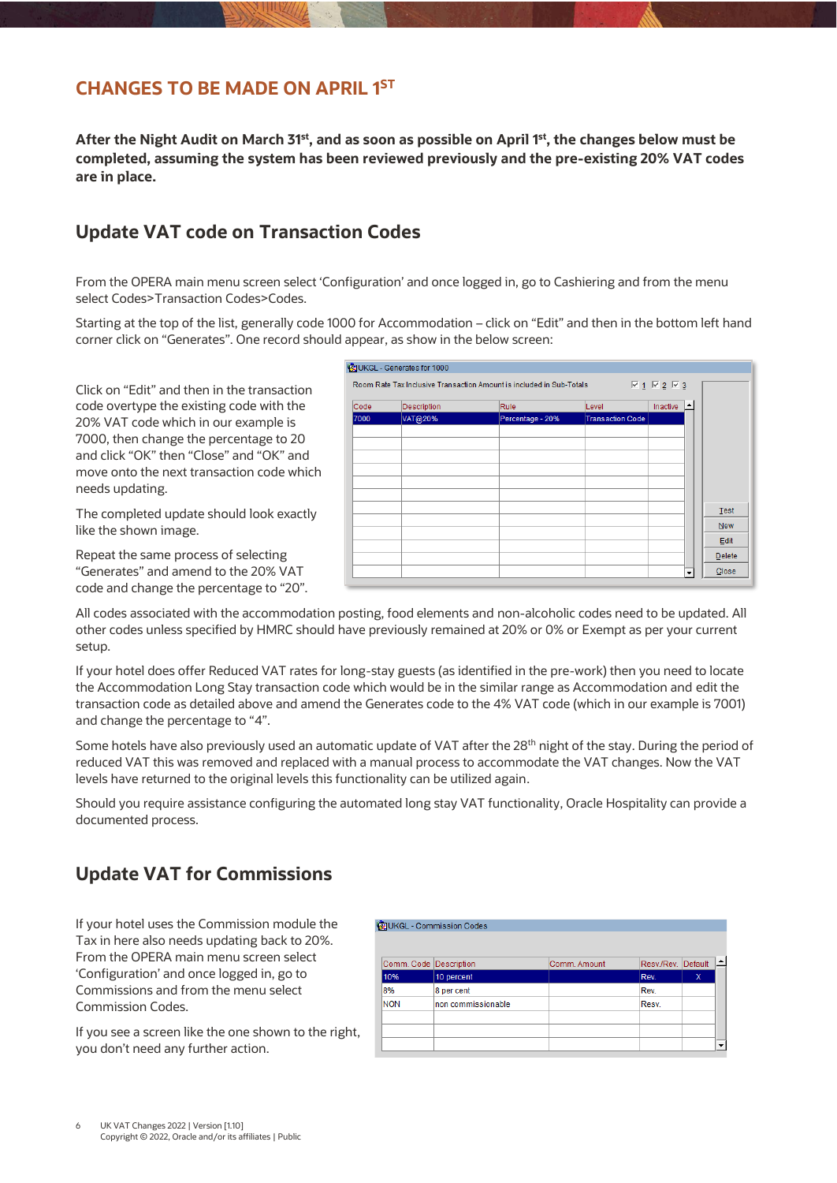## CHANGES TO BE MADE ON APRIL 1ST

**After the Night Audit on March 31st, and as soon as possible on April 1st, the changes below must be completed, assuming the system has been reviewed previously and the pre-existing 20% VAT codes are in place.**

### Update VAT code on Transaction Codes

From the OPERA main menu screen select 'Configuration' and once logged in, go to Cashiering and from the menu select Codes>Transaction Codes>Codes.

Starting at the top of the list, generally code 1000 for Accommodation – click on "Edit" and then in the bottom left hand corner click on "Generates". One record should appear, as show in the below screen:

Click on "Edit" and then in the transaction code overtype the existing code with the 20% VAT code which in our example is 7000, then change the percentage to 20 and click "OK" then "Close" and "OK" and move onto the next transaction code which needs updating.

The completed update should look exactly like the shown image.

Repeat the same process of selecting "Generates" and amend to the 20% VAT code and change the percentage to "20".

All codes associated with the accommodation posting, food elements and non-alcoholic codes need to be updated. All other codes unless specified by HMRC should have previously remained at 20% or 0% or Exempt as per your current setup.

If your hotel does offer Reduced VAT rates for long-stay guests (as identified in the pre-work) then you need to locate the Accommodation Long Stay transaction code which would be in the similar range as Accommodation and edit the transaction code as detailed above and amend the Generates code to the 4% VAT code (which in our example is 7001) and change the percentage to "4".

Some hotels have also previously used an automatic update of VAT after the 28th night of the stay. During the period of reduced VAT this was removed and replaced with a manual process to accommodate the VAT changes. Now the VAT levels have returned to the original levels this functionality can be utilized again.

Should you require assistance configuring the automated long stay VAT functionality, Oracle Hospitality can provide a documented process.

### Update VAT for Commissions

If your hotel uses the Commission module the Tax in here also needs updating back to 20%. From the OPERA main menu screen select 'Configuration' and once logged in, go to Commissions and from the menu select Commission Codes.

If you see a screen like the one shown to the right, you don't need any further action.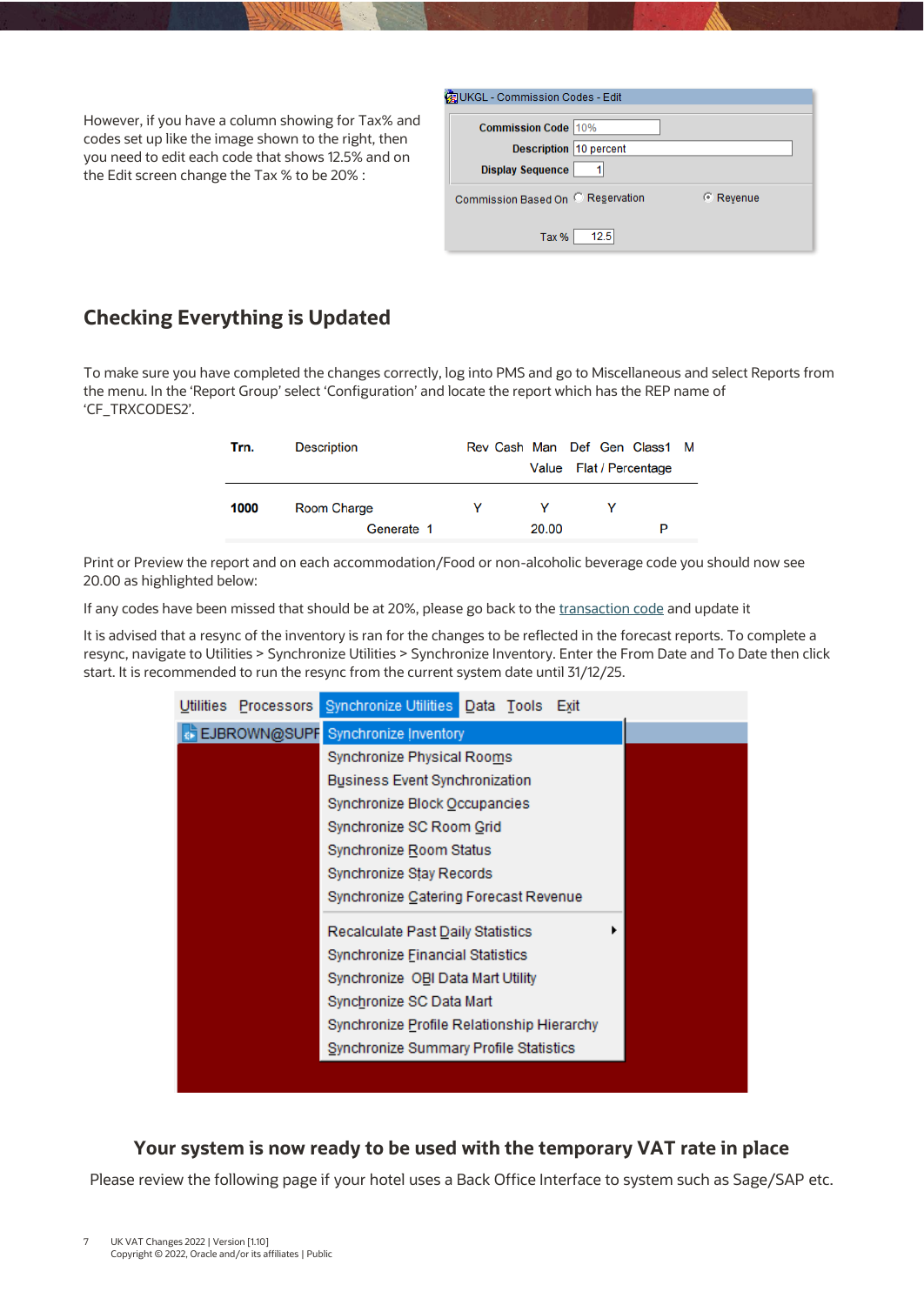However, if you have a column showing for Tax% and codes set up like the image shown to the right, then you need to edit each code that shows 12.5% and on the Edit screen change the Tax % to be 20% :

## Checking Everything is Updated

To make sure you have completed the changes correctly, log into PMS and go to Miscellaneous and select Reports from the menu. In the 'Report Group' select 'Configuration' and locate the report which has the REP name of 'CF_TRXCODES2'.

Print or Preview the report and on each accommodation/Food or non-alcoholic beverage code you should now see 20.00 as highlighted below:

If any codes have been missed that should be at 20%, please go back to the transaction code and update it

It is advised that a resync of the inventory is ran for the changes to be reflected in the forecast reports. To complete a resync, navigate to Utilities > Synchronize Utilities > Synchronize Inventory. Enter the From Date and To Date then click start. It is recommended to run the resync from the current system date until 31/12/25.

### Your system is now ready to be used with the temporary VAT rate in place

Please review the following page if your hotel uses a Back Office Interface to system such as Sage/SAP etc.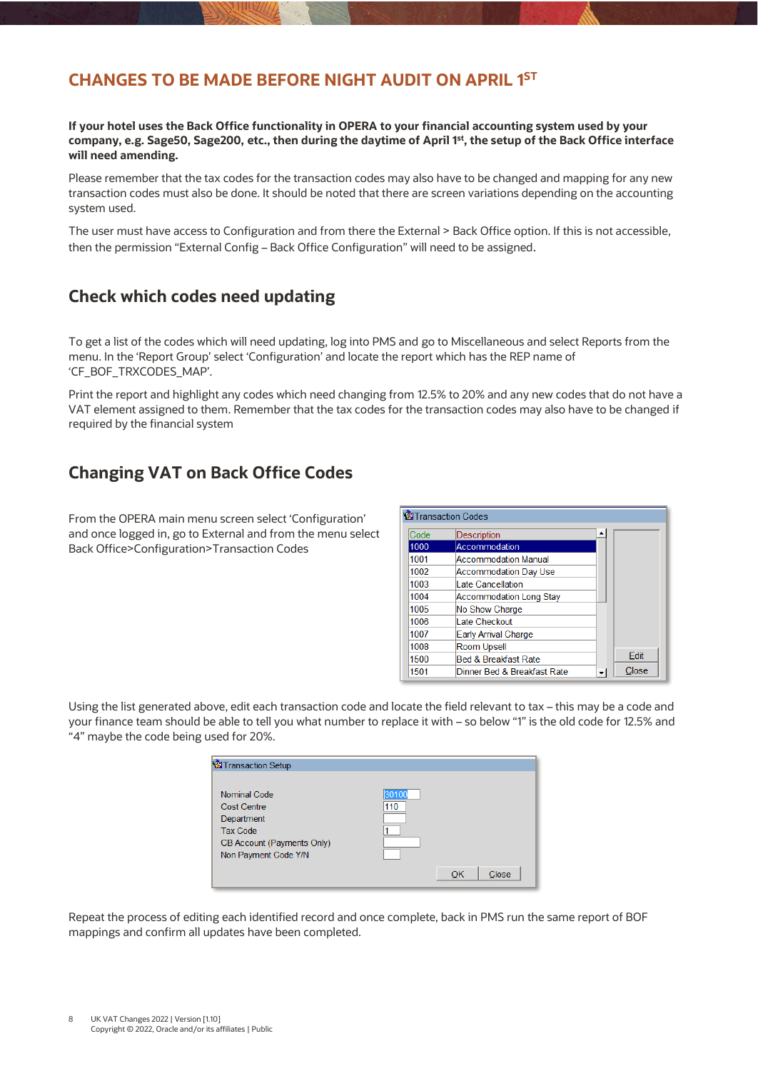## CHANGES TO BE MADE BEFORE NIGHT AUDIT ON APRIL 1ST

**If your hotel uses the Back Office functionality in OPERA to your financial accounting system used by your company, e.g. Sage50, Sage200, etc., then during the daytime of April 1st, the setup of the Back Office interface will need amending.**

Please remember that the tax codes for the transaction codes may also have to be changed and mapping for any new transaction codes must also be done. It should be noted that there are screen variations depending on the accounting system used.

The user must have access to Configuration and from there the External > Back Office option. If this is not accessible, then the permission "External Config – Back Office Configuration" will need to be assigned.

### Check which codes need updating

To get a list of the codes which will need updating, log into PMS and go to Miscellaneous and select Reports from the menu. In the 'Report Group' select 'Configuration' and locate the report which has the REP name of 'CF_BOF_TRXCODES_MAP'.

Print the report and highlight any codes which need changing from 12.5% to 20% and any new codes that do not have a VAT element assigned to them. Remember that the tax codes for the transaction codes may also have to be changed if required by the financial system

### Changing VAT on Back Office Codes

From the OPERA main menu screen select 'Configuration' and once logged in, go to External and from the menu select Back Office>Configuration>Transaction Codes

Using the list generated above, edit each transaction code and locate the field relevant to tax – this may be a code and your finance team should be able to tell you what number to replace it with – so below "1" is the old code for 12.5% and "4" maybe the code being used for 20%.

Repeat the process of editing each identified record and once complete, back in PMS run the same report of BOF mappings and confirm all updates have been completed.